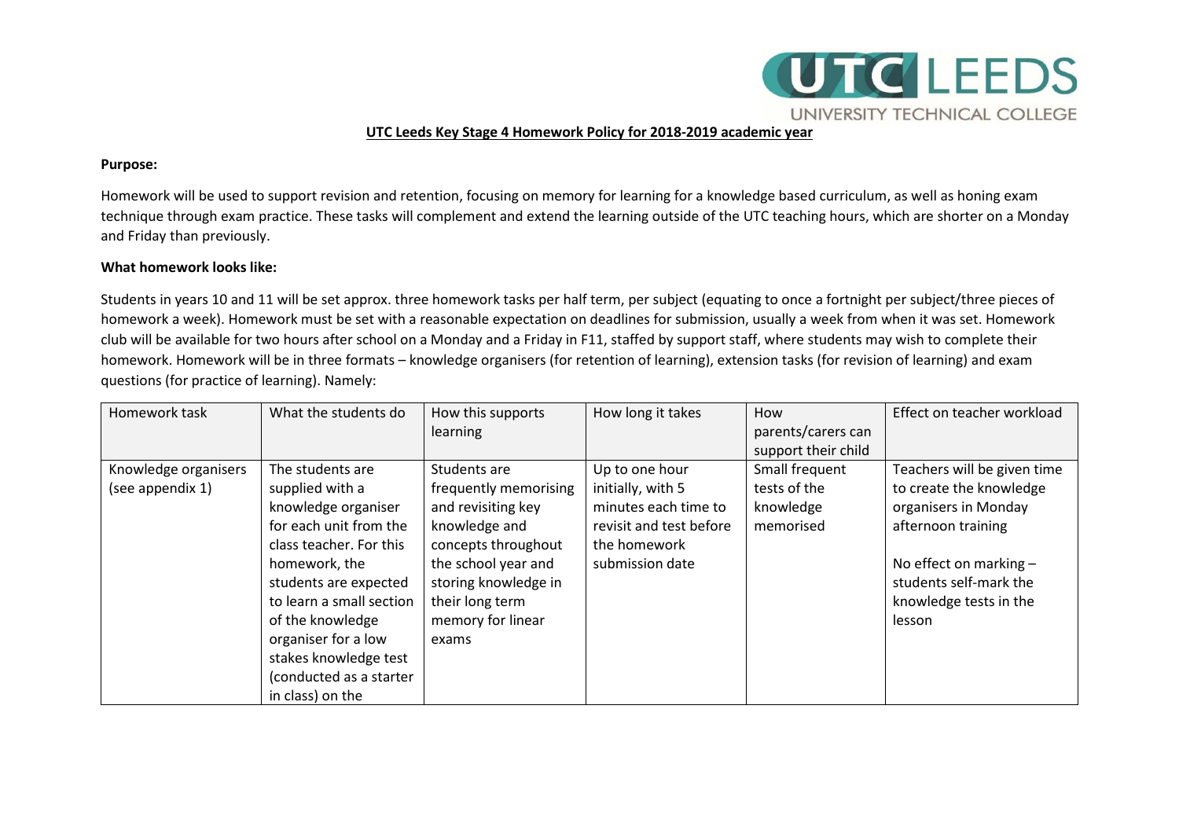**UTC Leeds Key Stage 4 Homework Policy for 2018-2019 academic year**

**Purpose:**

Homework will be used to support revision and retention, focusing on memory for learning for a knowledge based curriculum, as well as honing exam technique through exam practice. These tasks will complement and extend the learning outside of the UTC teaching hours, which are shorter on a Monday and Friday than previously.

**What homework looks like:**

Students in years 10 and 11 will be set approx. three homework tasks per half term, per subject (equating to once a fortnight per subject/three pieces of homework a week). Homework must be set with a reasonable expectation on deadlines for submission, usually a week from when it was set. Homework club will be available for two hours after school on a Monday and a Friday in F11, staffed by support staff, where students may wish to complete their homework. Homework will be in three formats – knowledge organisers (for retention of learning), extension tasks (for revision of learning) and exam questions (for practice of learning). Namely:

| Homework task | What the students do | How this supports learning | How long it takes | How parents/carers can support their child | Effect on teacher workload |
|---|---|---|---|---|---|
| Knowledge organisers (see appendix 1) | The students are supplied with a knowledge organiser for each unit from the class teacher. For this homework, the students are expected to learn a small section of the knowledge organiser for a low stakes knowledge test (conducted as a starter in class) on the | Students are frequently memorising and revisiting key knowledge and concepts throughout the school year and storing knowledge in their long term memory for linear exams | Up to one hour initially, with 5 minutes each time to revisit and test before the homework submission date | Small frequent tests of the knowledge memorised | Teachers will be given time to create the knowledge organisers in Monday afternoon training<br><br>No effect on marking – students self-mark the knowledge tests in the lesson |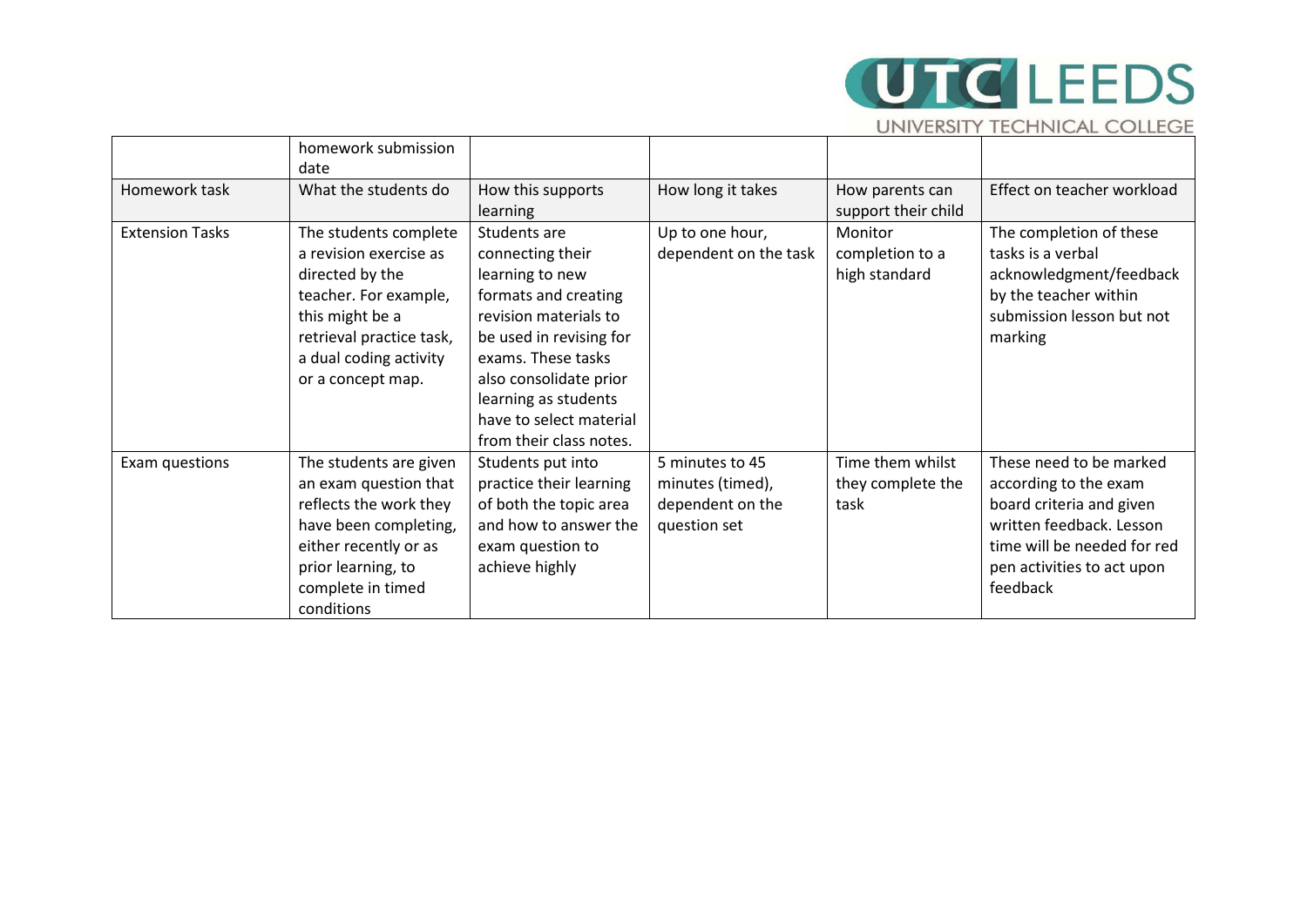| | homework submission date | | | | |
|---|---|---|---|---|---|
| Homework task | What the students do | How this supports learning | How long it takes | How parents can support their child | Effect on teacher workload |
| Extension Tasks | The students complete a revision exercise as directed by the teacher. For example, this might be a retrieval practice task, a dual coding activity or a concept map. | Students are connecting their learning to new formats and creating revision materials to be used in revising for exams. These tasks also consolidate prior learning as students have to select material from their class notes. | Up to one hour, dependent on the task | Monitor completion to a high standard | The completion of these tasks is a verbal acknowledgment/feedback by the teacher within submission lesson but not marking |
| Exam questions | The students are given an exam question that reflects the work they have been completing, either recently or as prior learning, to complete in timed conditions | Students put into practice their learning of both the topic area and how to answer the exam question to achieve highly | 5 minutes to 45 minutes (timed), dependent on the question set | Time them whilst they complete the task | These need to be marked according to the exam board criteria and given written feedback. Lesson time will be needed for red pen activities to act upon feedback |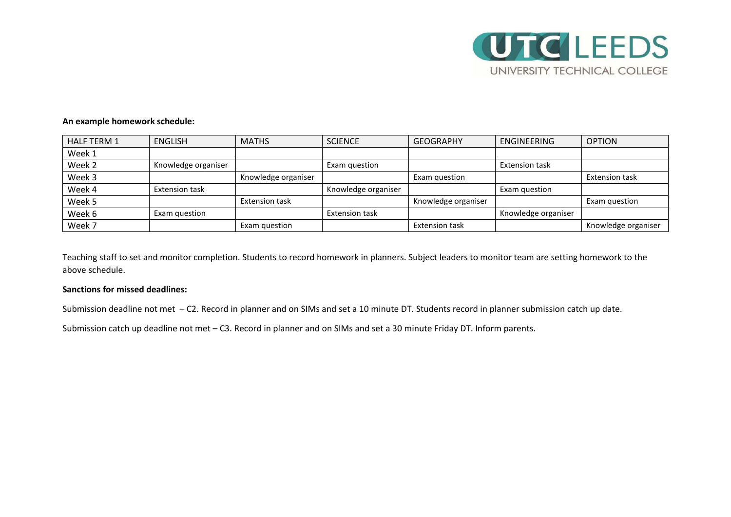**An example homework schedule:**

| HALF TERM 1 | ENGLISH | MATHS | SCIENCE | GEOGRAPHY | ENGINEERING | OPTION |
|---|---|---|---|---|---|---|
| Week 1 | | | | | | |
| Week 2 | Knowledge organiser | | Exam question | | Extension task | |
| Week 3 | | Knowledge organiser | | Exam question | | Extension task |
| Week 4 | Extension task | | Knowledge organiser | | Exam question | |
| Week 5 | | Extension task | | Knowledge organiser | | Exam question |
| Week 6 | Exam question | | Extension task | | Knowledge organiser | |
| Week 7 | | Exam question | | Extension task | | Knowledge organiser |

Teaching staff to set and monitor completion. Students to record homework in planners. Subject leaders to monitor team are setting homework to the above schedule.

**Sanctions for missed deadlines:**

Submission deadline not met – C2. Record in planner and on SIMs and set a 10 minute DT. Students record in planner submission catch up date.

Submission catch up deadline not met – C3. Record in planner and on SIMs and set a 30 minute Friday DT. Inform parents.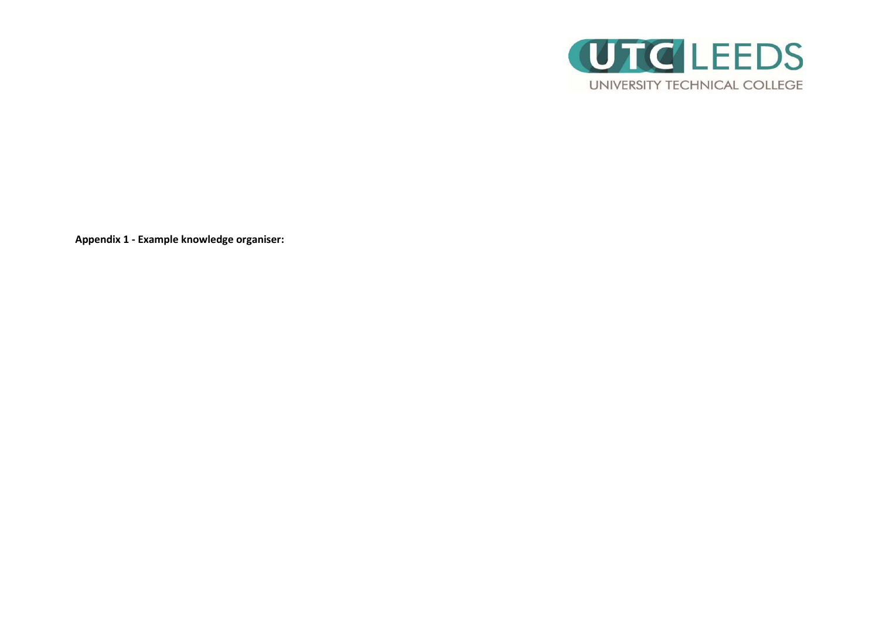**Appendix 1 - Example knowledge organiser:**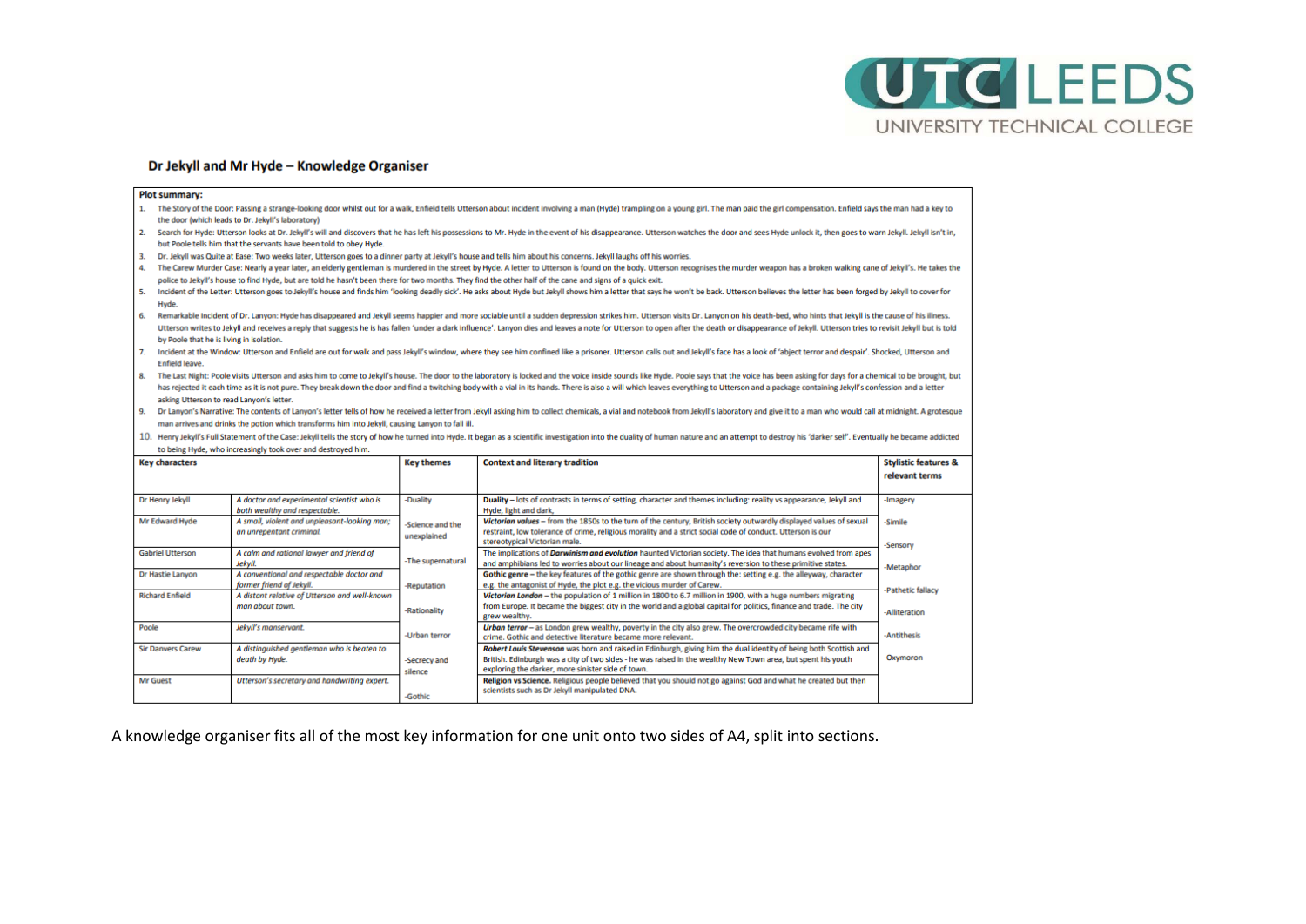# Dr Jekyll and Mr Hyde – Knowledge Organiser

**Plot summary:**

1. The Story of the Door: Passing a strange-looking door whilst out for a walk, Enfield tells Utterson about incident involving a man (Hyde) trampling on a young girl. The man paid the girl compensation. Enfield says the man had a key to the door (which leads to Dr. Jekyll's laboratory)
2. Search for Hyde: Utterson looks at Dr. Jekyll's will and discovers that he has left his possessions to Mr. Hyde in the event of his disappearance. Utterson watches the door and sees Hyde unlock it, then goes to warn Jekyll. Jekyll isn't in, but Poole tells him that the servants have been told to obey Hyde.
3. Dr. Jekyll was Quite at Ease: Two weeks later, Utterson goes to a dinner party at Jekyll's house and tells him about his concerns. Jekyll laughs off his worries.
4. The Carew Murder Case: Nearly a year later, an elderly gentleman is murdered in the street by Hyde. A letter to Utterson is found on the body. Utterson recognises the murder weapon has a broken walking cane of Jekyll's. He takes the police to Jekyll's house to find Hyde, but are told he hasn't been there for two months. They find the other half of the cane and signs of a quick exit.
5. Incident of the Letter: Utterson goes to Jekyll's house and finds him 'looking deadly sick'. He asks about Hyde but Jekyll shows him a letter that says he won't be back. Utterson believes the letter has been forged by Jekyll to cover for Hyde.
6. Remarkable Incident of Dr. Lanyon: Hyde has disappeared and Jekyll seems happier and more sociable until a sudden depression strikes him. Utterson visits Dr. Lanyon on his death-bed, who hints that Jekyll is the cause of his illness. Utterson writes to Jekyll and receives a reply that suggests he is has fallen 'under a dark influence'. Lanyon dies and leaves a note for Utterson to open after the death or disappearance of Jekyll. Utterson tries to revisit Jekyll but is told by Poole that he is living in isolation.
7. Incident at the Window: Utterson and Enfield are out for walk and pass Jekyll's window, where they see him confined like a prisoner. Utterson calls out and Jekyll's face has a look of 'abject terror and despair'. Shocked, Utterson and Enfield leave.
8. The Last Night: Poole visits Utterson and asks him to come to Jekyll's house. The door to the laboratory is locked and the voice inside sounds like Hyde. Poole says that the voice has been asking for days for a chemical to be brought, but has rejected it each time as it is not pure. They break down the door and find a twitching body with a vial in its hands. There is also a will which leaves everything to Utterson and a package containing Jekyll's confession and a letter asking Utterson to read Lanyon's letter.
9. Dr Lanyon's Narrative: The contents of Lanyon's letter tells of how he received a letter from Jekyll asking him to collect chemicals, a vial and notebook from Jekyll's laboratory and give it to a man who would call at midnight. A grotesque man arrives and drinks the potion which transforms him into Jekyll, causing Lanyon to fall ill.
10. Henry Jekyll's Full Statement of the Case: Jekyll tells the story of how he turned into Hyde. It began as a scientific investigation into the duality of human nature and an attempt to destroy his 'darker self'. Eventually he became addicted to being Hyde, who increasingly took over and destroyed him.

| Key characters | | Key themes | Context and literary tradition | Stylistic features & relevant terms |
|---|---|---|---|---|
| Dr Henry Jekyll | *A doctor and experimental scientist who is both wealthy and respectable.* | -Duality | **Duality** – lots of contrasts in terms of setting, character and themes including: reality vs appearance, Jekyll and Hyde, light and dark, | -Imagery |
| Mr Edward Hyde | *A small, violent and unpleasant-looking man; an unrepentant criminal.* | -Science and the unexplained | ***Victorian values*** – from the 1850s to the turn of the century, British society outwardly displayed values of sexual restraint, low tolerance of crime, religious morality and a strict social code of conduct. Utterson is our stereotypical Victorian male. | -Simile<br>-Sensory |
| Gabriel Utterson | *A calm and rational lawyer and friend of Jekyll.* | -The supernatural | The implications of ***Darwinism and evolution*** haunted Victorian society. The idea that humans evolved from apes and amphibians led to worries about our lineage and about humanity's reversion to these primitive states. | -Metaphor |
| Dr Hastie Lanyon | *A conventional and respectable doctor and former friend of Jekyll.* | -Reputation | **Gothic genre** – the key features of the gothic genre are shown through the: setting e.g. the alleyway, character e.g. the antagonist of Hyde, the plot e.g. the vicious murder of Carew. | -Pathetic fallacy |
| Richard Enfield | *A distant relative of Utterson and well-known man about town.* | -Rationality | ***Victorian London*** – the population of 1 million in 1800 to 6.7 million in 1900, with a huge numbers migrating from Europe. It became the biggest city in the world and a global capital for politics, finance and trade. The city grew wealthy. | -Alliteration |
| Poole | *Jekyll's manservant.* | -Urban terror | ***Urban terror*** – as London grew wealthy, poverty in the city also grew. The overcrowded city became rife with crime. Gothic and detective literature became more relevant. | -Antithesis |
| Sir Danvers Carew | *A distinguished gentleman who is beaten to death by Hyde.* | -Secrecy and silence | ***Robert Louis Stevenson*** was born and raised in Edinburgh, giving him the dual identity of being both Scottish and British. Edinburgh was a city of two sides - he was raised in the wealthy New Town area, but spent his youth exploring the darker, more sinister side of town. | -Oxymoron |
| Mr Guest | *Utterson's secretary and handwriting expert.* | -Gothic | **Religion vs Science.** Religious people believed that you should not go against God and what he created but then scientists such as Dr Jekyll manipulated DNA. | |

A knowledge organiser fits all of the most key information for one unit onto two sides of A4, split into sections.